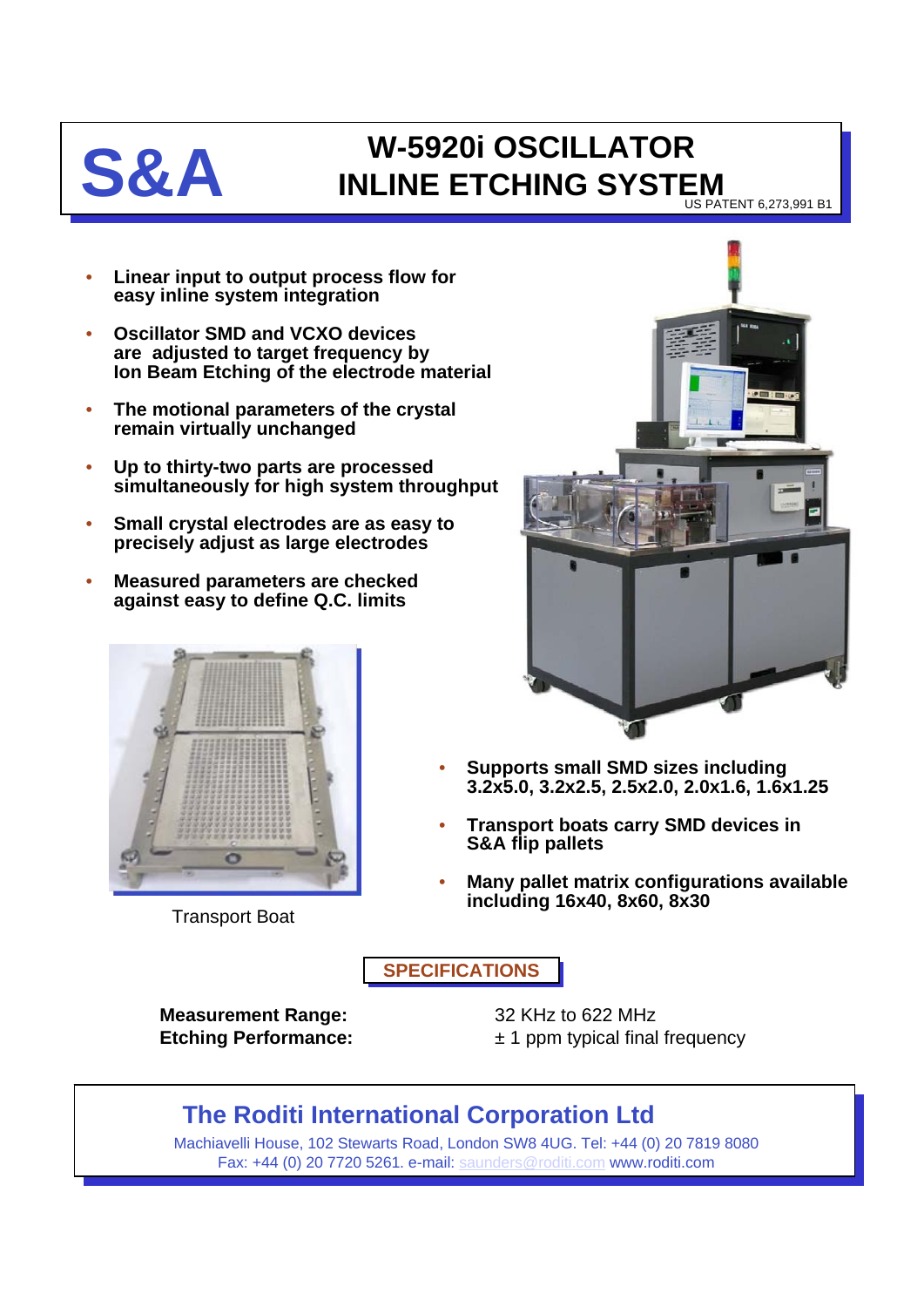# S&A

# W-5920i OSCILLATOR INLINE ETCHING SYSTEM

US PATENT 6,273,991 B1

- **Linear input to output process flow for easy inline system integration**
- **Oscillator SMD and VCXO devices are adjusted to target frequency by Ion Beam Etching of the electrode material**
- **The motional parameters of the crystal remain virtually unchanged**
- **Up to thirty-two parts are processed simultaneously for high system throughput**
- **Small crystal electrodes are as easy to precisely adjust as large electrodes**
- **Measured parameters are checked against easy to define Q.C. limits**

Transport Boat

- **Supports small SMD sizes including 3.2x5.0, 3.2x2.5, 2.5x2.0, 2.0x1.6, 1.6x1.25**
- **Transport boats carry SMD devices in S&A flip pallets**
- **Many pallet matrix configurations available including 16x40, 8x60, 8x30**

## SPECIFICATIONS

| | |
|---|---|
| **Measurement Range:** | 32 KHz to 622 MHz |
| **Etching Performance:** | ± 1 ppm typical final frequency |

## The Roditi International Corporation Ltd

Machiavelli House, 102 Stewarts Road, London SW8 4UG. Tel: +44 (0) 20 7819 8080
Fax: +44 (0) 20 7720 5261. e-mail: saunders@roditi.com www.roditi.com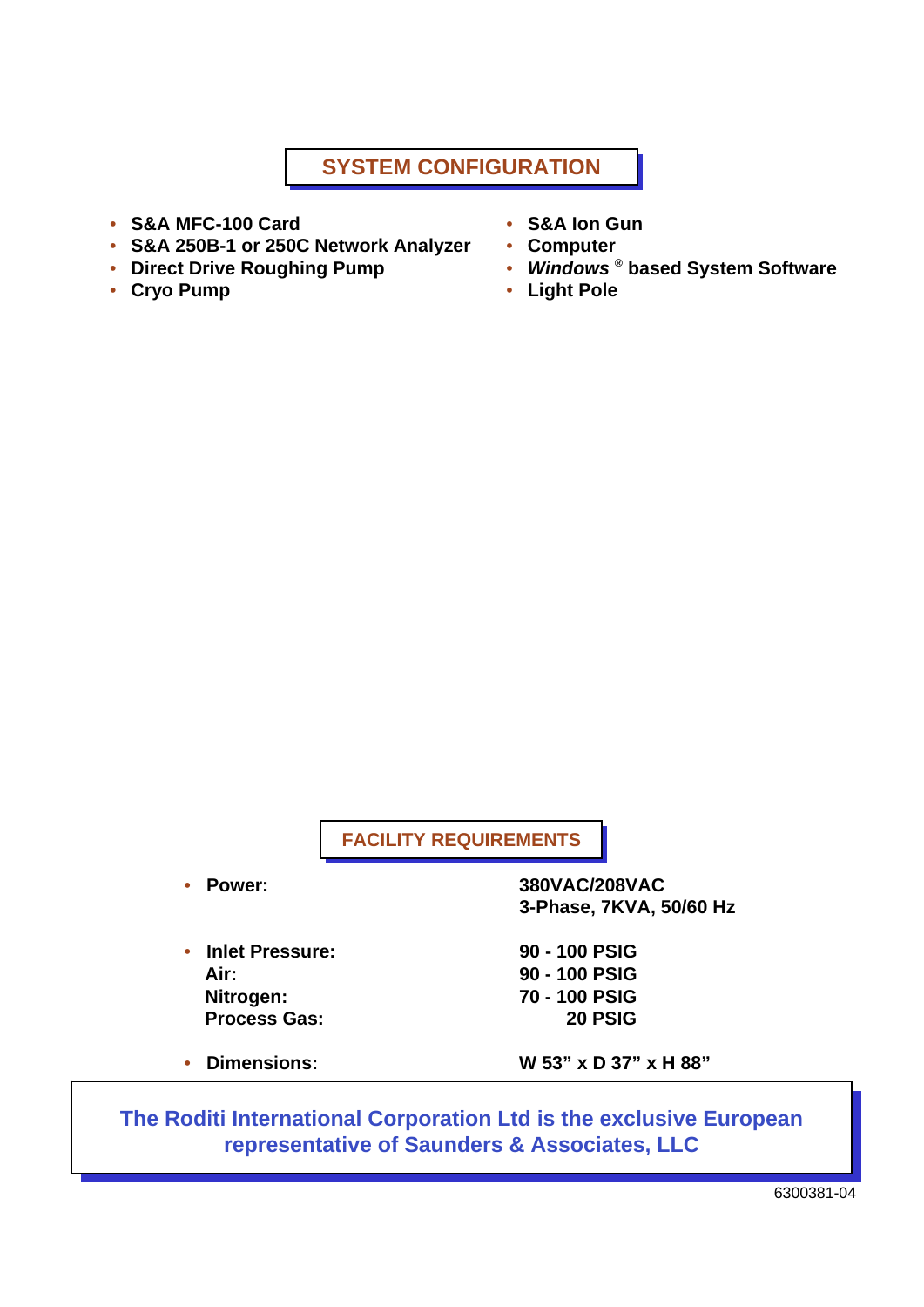## SYSTEM CONFIGURATION

- **S&A MFC-100 Card**
- **S&A 250B-1 or 250C Network Analyzer**
- **Direct Drive Roughing Pump**
- **Cryo Pump**
- **S&A Ion Gun**
- **Computer**
- ***Windows*® based System Software**
- **Light Pole**

## FACILITY REQUIREMENTS

| | |
|---|---|
| • **Power:** | **380VAC/208VAC 3-Phase, 7KVA, 50/60 Hz** |
| • **Inlet Pressure:** | **90 - 100 PSIG** |
| **Air:** | **90 - 100 PSIG** |
| **Nitrogen:** | **70 - 100 PSIG** |
| **Process Gas:** | **20 PSIG** |
| • **Dimensions:** | **W 53” x D 37” x H 88”** |

**The Roditi International Corporation Ltd is the exclusive European representative of Saunders & Associates, LLC**

6300381-04